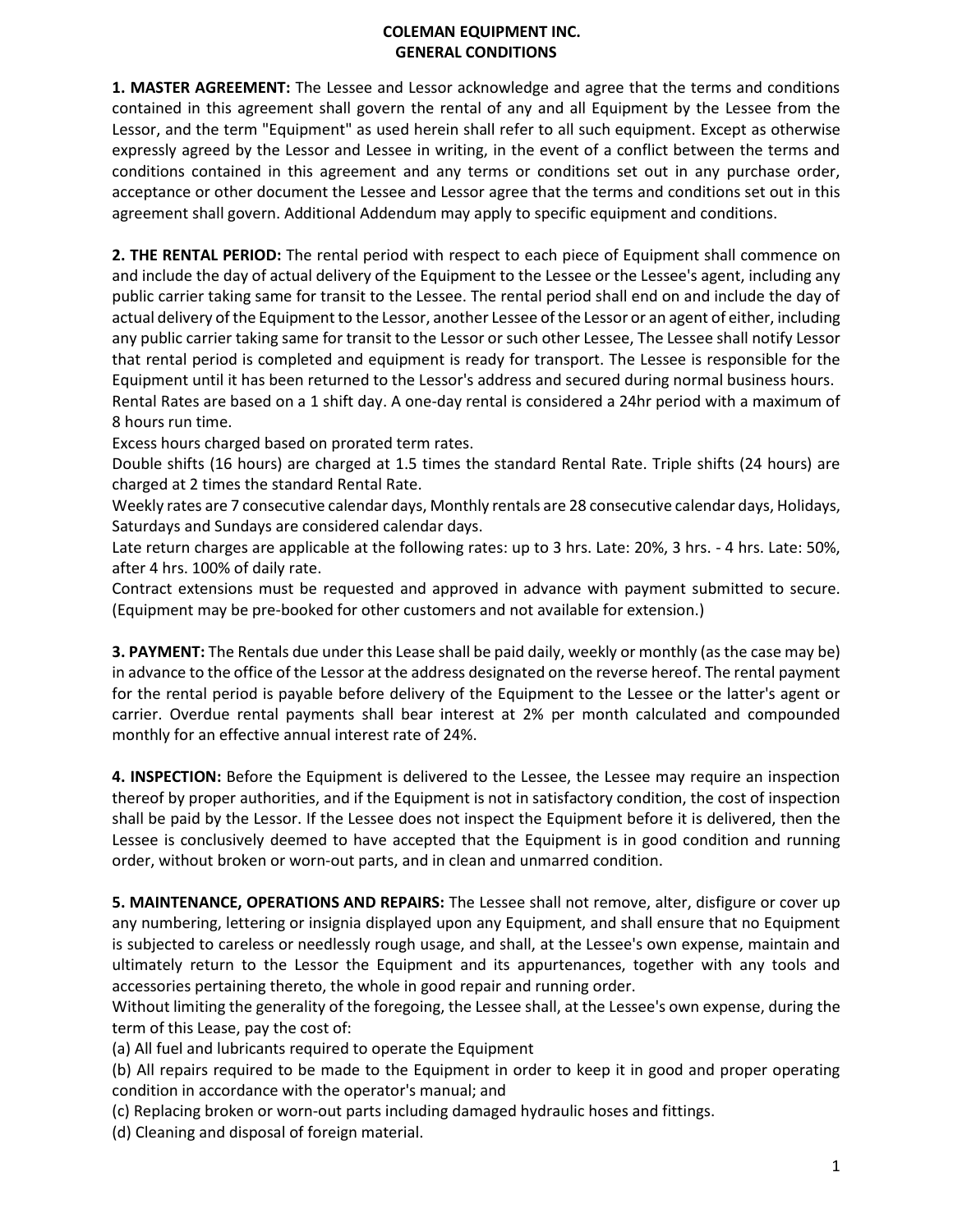# COLEMAN EQUIPMENT INC.
## GENERAL CONDITIONS

**1. MASTER AGREEMENT:** The Lessee and Lessor acknowledge and agree that the terms and conditions contained in this agreement shall govern the rental of any and all Equipment by the Lessee from the Lessor, and the term "Equipment" as used herein shall refer to all such equipment. Except as otherwise expressly agreed by the Lessor and Lessee in writing, in the event of a conflict between the terms and conditions contained in this agreement and any terms or conditions set out in any purchase order, acceptance or other document the Lessee and Lessor agree that the terms and conditions set out in this agreement shall govern. Additional Addendum may apply to specific equipment and conditions.

**2. THE RENTAL PERIOD:** The rental period with respect to each piece of Equipment shall commence on and include the day of actual delivery of the Equipment to the Lessee or the Lessee's agent, including any public carrier taking same for transit to the Lessee. The rental period shall end on and include the day of actual delivery of the Equipment to the Lessor, another Lessee of the Lessor or an agent of either, including any public carrier taking same for transit to the Lessor or such other Lessee, The Lessee shall notify Lessor that rental period is completed and equipment is ready for transport. The Lessee is responsible for the Equipment until it has been returned to the Lessor's address and secured during normal business hours.
Rental Rates are based on a 1 shift day. A one-day rental is considered a 24hr period with a maximum of 8 hours run time.
Excess hours charged based on prorated term rates.
Double shifts (16 hours) are charged at 1.5 times the standard Rental Rate. Triple shifts (24 hours) are charged at 2 times the standard Rental Rate.
Weekly rates are 7 consecutive calendar days, Monthly rentals are 28 consecutive calendar days, Holidays, Saturdays and Sundays are considered calendar days.
Late return charges are applicable at the following rates: up to 3 hrs. Late: 20%, 3 hrs. - 4 hrs. Late: 50%, after 4 hrs. 100% of daily rate.
Contract extensions must be requested and approved in advance with payment submitted to secure. (Equipment may be pre-booked for other customers and not available for extension.)

**3. PAYMENT:** The Rentals due under this Lease shall be paid daily, weekly or monthly (as the case may be) in advance to the office of the Lessor at the address designated on the reverse hereof. The rental payment for the rental period is payable before delivery of the Equipment to the Lessee or the latter's agent or carrier. Overdue rental payments shall bear interest at 2% per month calculated and compounded monthly for an effective annual interest rate of 24%.

**4. INSPECTION:** Before the Equipment is delivered to the Lessee, the Lessee may require an inspection thereof by proper authorities, and if the Equipment is not in satisfactory condition, the cost of inspection shall be paid by the Lessor. If the Lessee does not inspect the Equipment before it is delivered, then the Lessee is conclusively deemed to have accepted that the Equipment is in good condition and running order, without broken or worn-out parts, and in clean and unmarred condition.

**5. MAINTENANCE, OPERATIONS AND REPAIRS:** The Lessee shall not remove, alter, disfigure or cover up any numbering, lettering or insignia displayed upon any Equipment, and shall ensure that no Equipment is subjected to careless or needlessly rough usage, and shall, at the Lessee's own expense, maintain and ultimately return to the Lessor the Equipment and its appurtenances, together with any tools and accessories pertaining thereto, the whole in good repair and running order.
Without limiting the generality of the foregoing, the Lessee shall, at the Lessee's own expense, during the term of this Lease, pay the cost of:
(a) All fuel and lubricants required to operate the Equipment
(b) All repairs required to be made to the Equipment in order to keep it in good and proper operating condition in accordance with the operator's manual; and
(c) Replacing broken or worn-out parts including damaged hydraulic hoses and fittings.
(d) Cleaning and disposal of foreign material.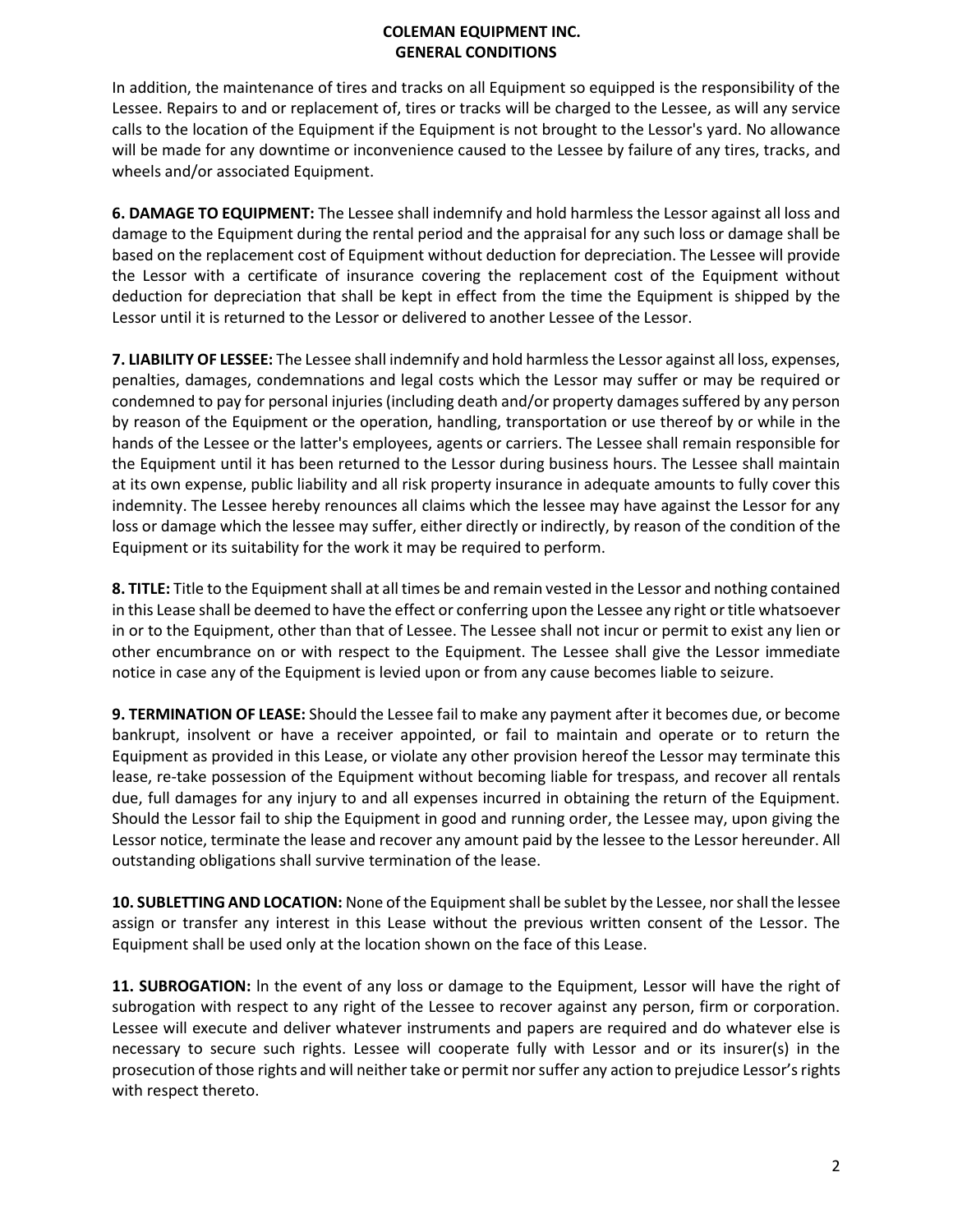In addition, the maintenance of tires and tracks on all Equipment so equipped is the responsibility of the Lessee. Repairs to and or replacement of, tires or tracks will be charged to the Lessee, as will any service calls to the location of the Equipment if the Equipment is not brought to the Lessor's yard. No allowance will be made for any downtime or inconvenience caused to the Lessee by failure of any tires, tracks, and wheels and/or associated Equipment.

**6. DAMAGE TO EQUIPMENT:** The Lessee shall indemnify and hold harmless the Lessor against all loss and damage to the Equipment during the rental period and the appraisal for any such loss or damage shall be based on the replacement cost of Equipment without deduction for depreciation. The Lessee will provide the Lessor with a certificate of insurance covering the replacement cost of the Equipment without deduction for depreciation that shall be kept in effect from the time the Equipment is shipped by the Lessor until it is returned to the Lessor or delivered to another Lessee of the Lessor.

**7. LIABILITY OF LESSEE:** The Lessee shall indemnify and hold harmless the Lessor against all loss, expenses, penalties, damages, condemnations and legal costs which the Lessor may suffer or may be required or condemned to pay for personal injuries (including death and/or property damages suffered by any person by reason of the Equipment or the operation, handling, transportation or use thereof by or while in the hands of the Lessee or the latter's employees, agents or carriers. The Lessee shall remain responsible for the Equipment until it has been returned to the Lessor during business hours. The Lessee shall maintain at its own expense, public liability and all risk property insurance in adequate amounts to fully cover this indemnity. The Lessee hereby renounces all claims which the lessee may have against the Lessor for any loss or damage which the lessee may suffer, either directly or indirectly, by reason of the condition of the Equipment or its suitability for the work it may be required to perform.

**8. TITLE:** Title to the Equipment shall at all times be and remain vested in the Lessor and nothing contained in this Lease shall be deemed to have the effect or conferring upon the Lessee any right or title whatsoever in or to the Equipment, other than that of Lessee. The Lessee shall not incur or permit to exist any lien or other encumbrance on or with respect to the Equipment. The Lessee shall give the Lessor immediate notice in case any of the Equipment is levied upon or from any cause becomes liable to seizure.

**9. TERMINATION OF LEASE:** Should the Lessee fail to make any payment after it becomes due, or become bankrupt, insolvent or have a receiver appointed, or fail to maintain and operate or to return the Equipment as provided in this Lease, or violate any other provision hereof the Lessor may terminate this lease, re-take possession of the Equipment without becoming liable for trespass, and recover all rentals due, full damages for any injury to and all expenses incurred in obtaining the return of the Equipment. Should the Lessor fail to ship the Equipment in good and running order, the Lessee may, upon giving the Lessor notice, terminate the lease and recover any amount paid by the lessee to the Lessor hereunder. All outstanding obligations shall survive termination of the lease.

**10. SUBLETTING AND LOCATION:** None of the Equipment shall be sublet by the Lessee, nor shall the lessee assign or transfer any interest in this Lease without the previous written consent of the Lessor. The Equipment shall be used only at the location shown on the face of this Lease.

**11. SUBROGATION:** In the event of any loss or damage to the Equipment, Lessor will have the right of subrogation with respect to any right of the Lessee to recover against any person, firm or corporation. Lessee will execute and deliver whatever instruments and papers are required and do whatever else is necessary to secure such rights. Lessee will cooperate fully with Lessor and or its insurer(s) in the prosecution of those rights and will neither take or permit nor suffer any action to prejudice Lessor's rights with respect thereto.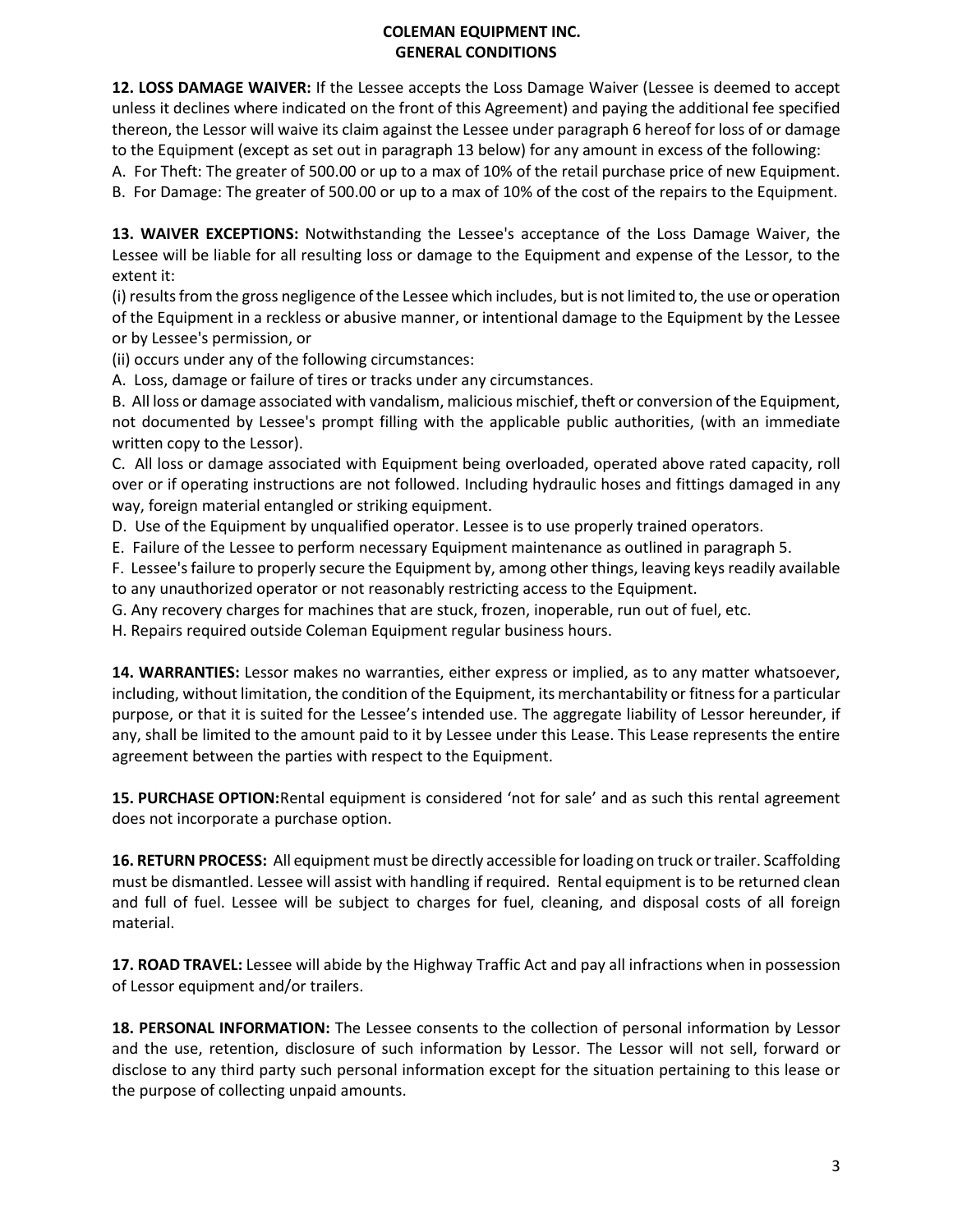# COLEMAN EQUIPMENT INC.
## GENERAL CONDITIONS

**12. LOSS DAMAGE WAIVER:** If the Lessee accepts the Loss Damage Waiver (Lessee is deemed to accept unless it declines where indicated on the front of this Agreement) and paying the additional fee specified thereon, the Lessor will waive its claim against the Lessee under paragraph 6 hereof for loss of or damage to the Equipment (except as set out in paragraph 13 below) for any amount in excess of the following:

A. For Theft: The greater of 500.00 or up to a max of 10% of the retail purchase price of new Equipment.

B. For Damage: The greater of 500.00 or up to a max of 10% of the cost of the repairs to the Equipment.

**13. WAIVER EXCEPTIONS:** Notwithstanding the Lessee's acceptance of the Loss Damage Waiver, the Lessee will be liable for all resulting loss or damage to the Equipment and expense of the Lessor, to the extent it:

(i) results from the gross negligence of the Lessee which includes, but is not limited to, the use or operation of the Equipment in a reckless or abusive manner, or intentional damage to the Equipment by the Lessee or by Lessee's permission, or

(ii) occurs under any of the following circumstances:

A. Loss, damage or failure of tires or tracks under any circumstances.

B. All loss or damage associated with vandalism, malicious mischief, theft or conversion of the Equipment, not documented by Lessee's prompt filling with the applicable public authorities, (with an immediate written copy to the Lessor).

C. All loss or damage associated with Equipment being overloaded, operated above rated capacity, roll over or if operating instructions are not followed. Including hydraulic hoses and fittings damaged in any way, foreign material entangled or striking equipment.

D. Use of the Equipment by unqualified operator. Lessee is to use properly trained operators.

E. Failure of the Lessee to perform necessary Equipment maintenance as outlined in paragraph 5.

F. Lessee's failure to properly secure the Equipment by, among other things, leaving keys readily available to any unauthorized operator or not reasonably restricting access to the Equipment.

G. Any recovery charges for machines that are stuck, frozen, inoperable, run out of fuel, etc.

H. Repairs required outside Coleman Equipment regular business hours.

**14. WARRANTIES:** Lessor makes no warranties, either express or implied, as to any matter whatsoever, including, without limitation, the condition of the Equipment, its merchantability or fitness for a particular purpose, or that it is suited for the Lessee's intended use. The aggregate liability of Lessor hereunder, if any, shall be limited to the amount paid to it by Lessee under this Lease. This Lease represents the entire agreement between the parties with respect to the Equipment.

**15. PURCHASE OPTION:**Rental equipment is considered 'not for sale' and as such this rental agreement does not incorporate a purchase option.

**16. RETURN PROCESS:** All equipment must be directly accessible for loading on truck or trailer. Scaffolding must be dismantled. Lessee will assist with handling if required. Rental equipment is to be returned clean and full of fuel. Lessee will be subject to charges for fuel, cleaning, and disposal costs of all foreign material.

**17. ROAD TRAVEL:** Lessee will abide by the Highway Traffic Act and pay all infractions when in possession of Lessor equipment and/or trailers.

**18. PERSONAL INFORMATION:** The Lessee consents to the collection of personal information by Lessor and the use, retention, disclosure of such information by Lessor. The Lessor will not sell, forward or disclose to any third party such personal information except for the situation pertaining to this lease or the purpose of collecting unpaid amounts.